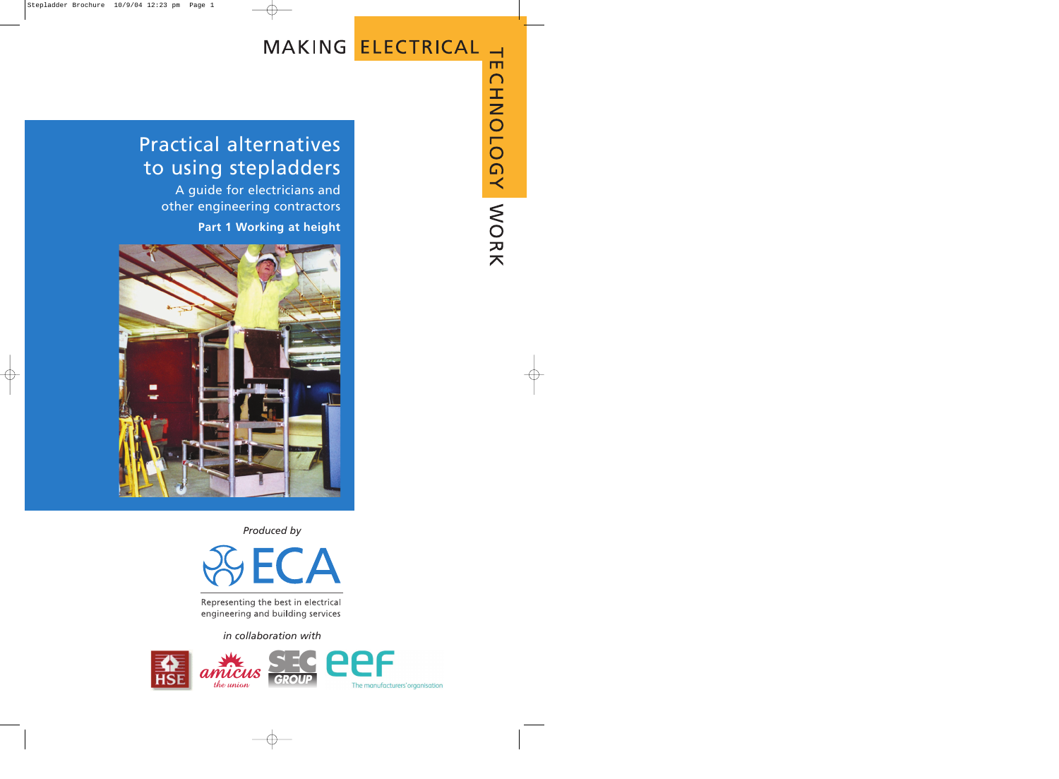MAKING ELECTRICAL TECHNOLOGY WORK

# Practical alternatives to using stepladders

## A guide for electricians and other engineering contractors

**Part 1 Working at height**

*Produced by*

ECA

Representing the best in electrical engineering and building services

*in collaboration with*

HSE

amicus the union

SEC GROUP

eef The manufacturers' organisation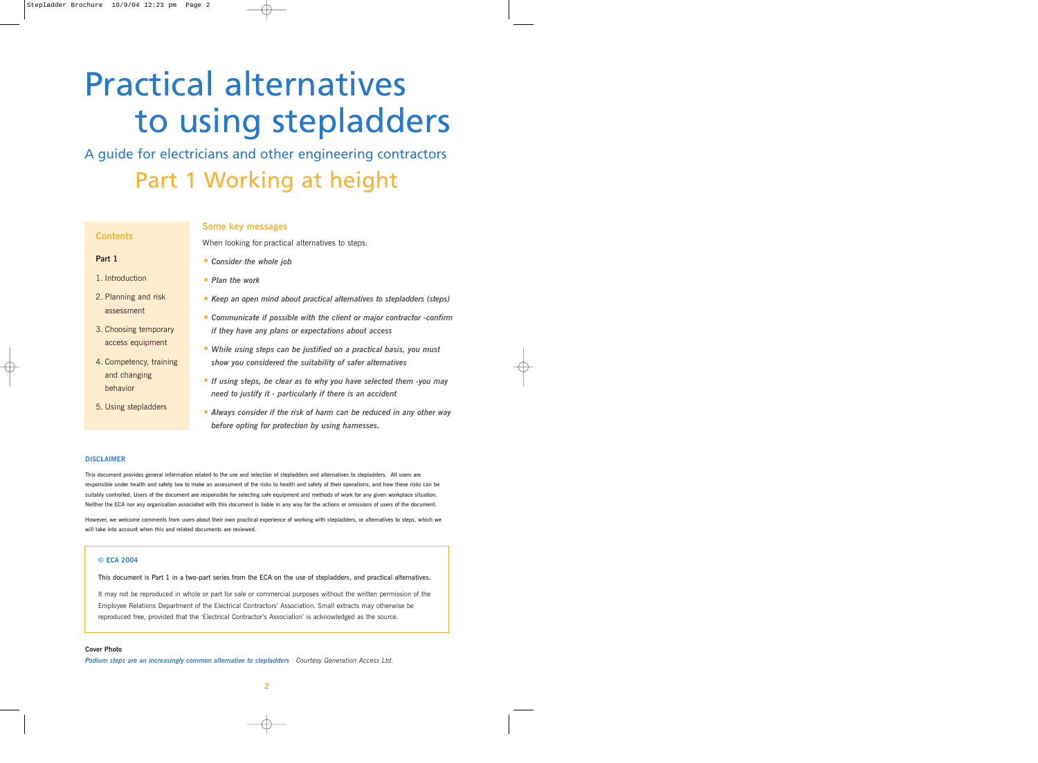# Practical alternatives to using stepladders

## A guide for electricians and other engineering contractors

## Part 1 Working at height

### Contents

**Part 1**

1. Introduction
2. Planning and risk assessment
3. Choosing temporary access equipment
4. Competency, training and changing behavior
5. Using stepladders

### Some key messages

When looking for practical alternatives to steps:

- ***Consider the whole job***
- ***Plan the work***
- ***Keep an open mind about practical alternatives to stepladders (steps)***
- ***Communicate if possible with the client or major contractor -confirm if they have any plans or expectations about access***
- ***While using steps can be justified on a practical basis, you must show you considered the suitability of safer alternatives***
- ***If using steps, be clear as to why you have selected them -you may need to justify it - particularly if there is an accident***
- ***Always consider if the risk of harm can be reduced in any other way before opting for protection by using harnesses.***

**DISCLAIMER**

This document provides general information related to the use and selection of stepladders and alternatives to stepladders. All users are responsible under health and safety law to make an assessment of the risks to health and safety of their operations, and how these risks can be suitably controlled. Users of the document are responsible for selecting safe equipment and methods of work for any given workplace situation. Neither the ECA nor any organisation associated with this document is liable in any way for the actions or omissions of users of the document.

However, we welcome comments from users about their own practical experience of working with stepladders, or alternatives to steps, which we will take into account when this and related documents are reviewed.

**© ECA 2004**

This document is Part 1 in a two-part series from the ECA on the use of stepladders, and practical alternatives.

It may not be reproduced in whole or part for sale or commercial purposes without the written permission of the Employee Relations Department of the Electrical Contractors' Association. Small extracts may otherwise be reproduced free, provided that the 'Electrical Contractor's Association' is acknowledged as the source.

**Cover Photo**

***Podium steps are an increasingly common alternative to stepladders*** *Courtesy Generation Access Ltd.*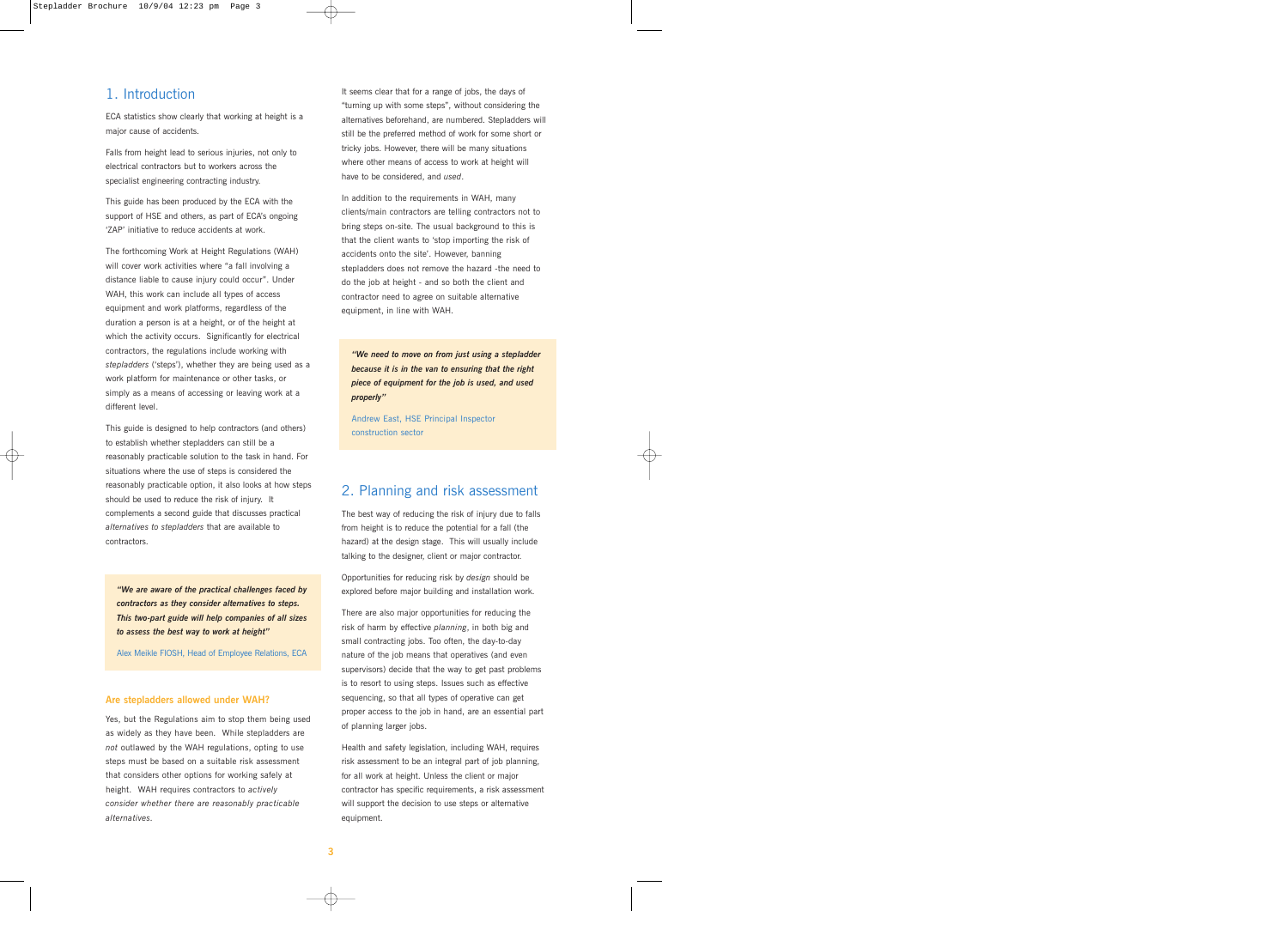## 1. Introduction

ECA statistics show clearly that working at height is a major cause of accidents.

Falls from height lead to serious injuries, not only to electrical contractors but to workers across the specialist engineering contracting industry.

This guide has been produced by the ECA with the support of HSE and others, as part of ECA's ongoing 'ZAP' initiative to reduce accidents at work.

The forthcoming Work at Height Regulations (WAH) will cover work activities where "a fall involving a distance liable to cause injury could occur". Under WAH, this work can include all types of access equipment and work platforms, regardless of the duration a person is at a height, or of the height at which the activity occurs. Significantly for electrical contractors, the regulations include working with *stepladders* ('steps'), whether they are being used as a work platform for maintenance or other tasks, or simply as a means of accessing or leaving work at a different level.

This guide is designed to help contractors (and others) to establish whether stepladders can still be a reasonably practicable solution to the task in hand. For situations where the use of steps is considered the reasonably practicable option, it also looks at how steps should be used to reduce the risk of injury. It complements a second guide that discusses practical *alternatives to stepladders* that are available to contractors.

> ***"We are aware of the practical challenges faced by contractors as they consider alternatives to steps. This two-part guide will help companies of all sizes to assess the best way to work at height"***
>
> Alex Meikle FIOSH, Head of Employee Relations, ECA

### Are stepladders allowed under WAH?

Yes, but the Regulations aim to stop them being used as widely as they have been. While stepladders are *not* outlawed by the WAH regulations, opting to use steps must be based on a suitable risk assessment that considers other options for working safely at height. WAH requires contractors to *actively consider whether there are reasonably practicable alternatives*.

It seems clear that for a range of jobs, the days of "turning up with some steps", without considering the alternatives beforehand, are numbered. Stepladders will still be the preferred method of work for some short or tricky jobs. However, there will be many situations where other means of access to work at height will have to be considered, and *used*.

In addition to the requirements in WAH, many clients/main contractors are telling contractors not to bring steps on-site. The usual background to this is that the client wants to 'stop importing the risk of accidents onto the site'. However, banning stepladders does not remove the hazard -the need to do the job at height - and so both the client and contractor need to agree on suitable alternative equipment, in line with WAH.

> ***"We need to move on from just using a stepladder because it is in the van to ensuring that the right piece of equipment for the job is used, and used properly"***
>
> Andrew East, HSE Principal Inspector construction sector

## 2. Planning and risk assessment

The best way of reducing the risk of injury due to falls from height is to reduce the potential for a fall (the hazard) at the design stage. This will usually include talking to the designer, client or major contractor.

Opportunities for reducing risk by *design* should be explored before major building and installation work.

There are also major opportunities for reducing the risk of harm by effective *planning*, in both big and small contracting jobs. Too often, the day-to-day nature of the job means that operatives (and even supervisors) decide that the way to get past problems is to resort to using steps. Issues such as effective sequencing, so that all types of operative can get proper access to the job in hand, are an essential part of planning larger jobs.

Health and safety legislation, including WAH, requires risk assessment to be an integral part of job planning, for all work at height. Unless the client or major contractor has specific requirements, a risk assessment will support the decision to use steps or alternative equipment.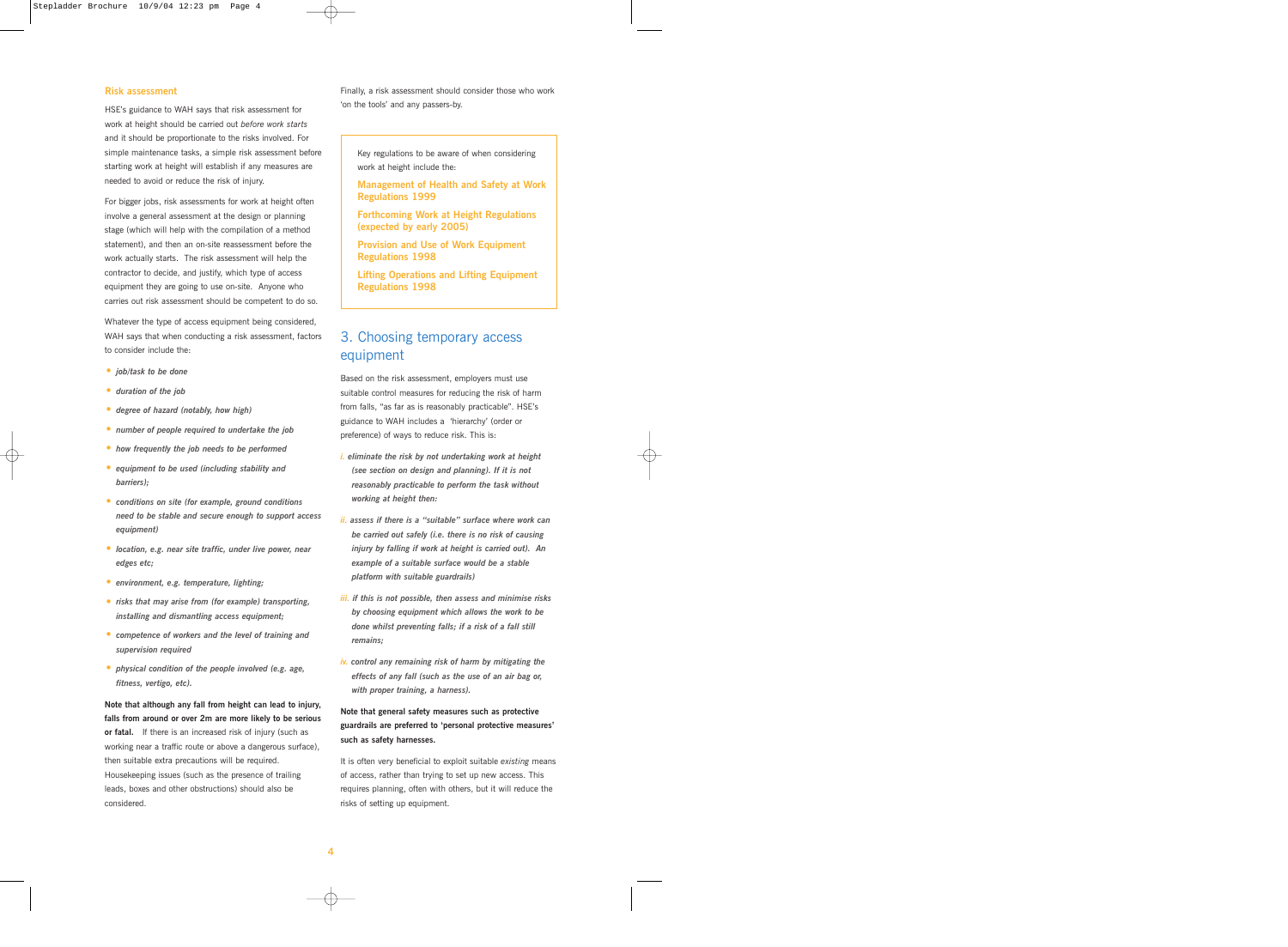### Risk assessment

HSE's guidance to WAH says that risk assessment for work at height should be carried out *before work starts* and it should be proportionate to the risks involved. For simple maintenance tasks, a simple risk assessment before starting work at height will establish if any measures are needed to avoid or reduce the risk of injury.

For bigger jobs, risk assessments for work at height often involve a general assessment at the design or planning stage (which will help with the compilation of a method statement), and then an on-site reassessment before the work actually starts. The risk assessment will help the contractor to decide, and justify, which type of access equipment they are going to use on-site. Anyone who carries out risk assessment should be competent to do so.

Whatever the type of access equipment being considered, WAH says that when conducting a risk assessment, factors to consider include the:

- ***job/task to be done***
- ***duration of the job***
- ***degree of hazard (notably, how high)***
- ***number of people required to undertake the job***
- ***how frequently the job needs to be performed***
- ***equipment to be used (including stability and barriers);***
- ***conditions on site (for example, ground conditions need to be stable and secure enough to support access equipment)***
- ***location, e.g. near site traffic, under live power, near edges etc;***
- ***environment, e.g. temperature, lighting;***
- ***risks that may arise from (for example) transporting, installing and dismantling access equipment;***
- ***competence of workers and the level of training and supervision required***
- ***physical condition of the people involved (e.g. age, fitness, vertigo, etc).***

**Note that although any fall from height can lead to injury, falls from around or over 2m are more likely to be serious or fatal.** If there is an increased risk of injury (such as working near a traffic route or above a dangerous surface), then suitable extra precautions will be required. Housekeeping issues (such as the presence of trailing leads, boxes and other obstructions) should also be considered.

Finally, a risk assessment should consider those who work 'on the tools' and any passers-by.

> Key regulations to be aware of when considering work at height include the:
>
> **Management of Health and Safety at Work Regulations 1999**
>
> **Forthcoming Work at Height Regulations (expected by early 2005)**
>
> **Provision and Use of Work Equipment Regulations 1998**
>
> **Lifting Operations and Lifting Equipment Regulations 1998**

## 3. Choosing temporary access equipment

Based on the risk assessment, employers must use suitable control measures for reducing the risk of harm from falls, "as far as is reasonably practicable". HSE's guidance to WAH includes a 'hierarchy' (order or preference) of ways to reduce risk. This is:

i. ***eliminate the risk by not undertaking work at height (see section on design and planning). If it is not reasonably practicable to perform the task without working at height then:***

ii. ***assess if there is a "suitable" surface where work can be carried out safely (i.e. there is no risk of causing injury by falling if work at height is carried out). An example of a suitable surface would be a stable platform with suitable guardrails)***

iii. ***if this is not possible, then assess and minimise risks by choosing equipment which allows the work to be done whilst preventing falls; if a risk of a fall still remains;***

iv. ***control any remaining risk of harm by mitigating the effects of any fall (such as the use of an air bag or, with proper training, a harness).***

**Note that general safety measures such as protective guardrails are preferred to 'personal protective measures' such as safety harnesses.**

It is often very beneficial to exploit suitable *existing* means of access, rather than trying to set up new access. This requires planning, often with others, but it will reduce the risks of setting up equipment.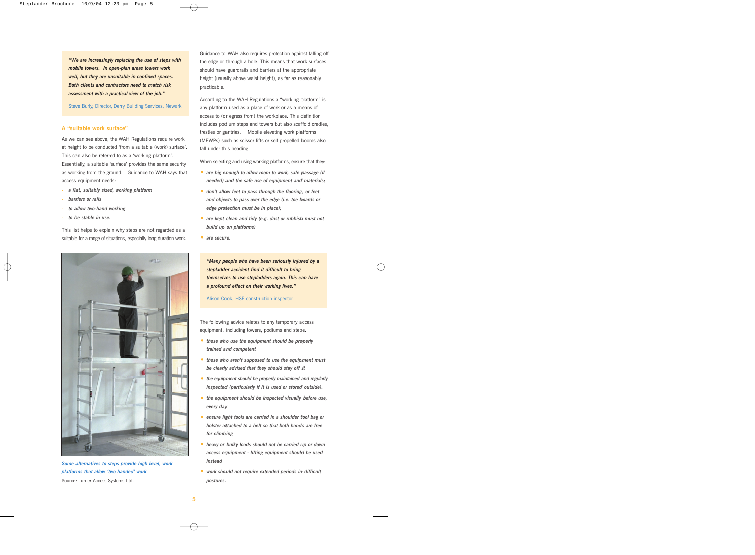*"We are increasingly replacing the use of steps with mobile towers. In open-plan areas towers work well, but they are unsuitable in confined spaces. Both clients and contractors need to match risk assessment with a practical view of the job."*

Steve Burly, Director, Derry Building Services, Newark

### A "suitable work surface"

As we can see above, the WAH Regulations require work at height to be conducted 'from a suitable (work) surface'. This can also be referred to as a 'working platform'. Essentially, a suitable 'surface' provides the same security as working from the ground. Guidance to WAH says that access equipment needs:

- *a flat, suitably sized, working platform*
- *barriers or rails*
- *to allow two-hand working*
- *to be stable in use.*

This list helps to explain why steps are not regarded as a suitable for a range of situations, especially long duration work.

*Some alternatives to steps provide high level, work platforms that allow 'two handed' work*

Source: Turner Access Systems Ltd.

Guidance to WAH also requires protection against falling off the edge or through a hole. This means that work surfaces should have guardrails and barriers at the appropriate height (usually above waist height), as far as reasonably practicable.

According to the WAH Regulations a "working platform" is any platform used as a place of work or as a means of access to (or egress from) the workplace. This definition includes podium steps and towers but also scaffold cradles, trestles or gantries. Mobile elevating work platforms (MEWPs) such as scissor lifts or self-propelled booms also fall under this heading.

When selecting and using working platforms, ensure that they:

- *are big enough to allow room to work, safe passage (if needed) and the safe use of equipment and materials;*
- *don't allow feet to pass through the flooring, or feet and objects to pass over the edge (i.e. toe boards or edge protection must be in place);*
- *are kept clean and tidy (e.g. dust or rubbish must not build up on platforms)*
- *are secure.*

*"Many people who have been seriously injured by a stepladder accident find it difficult to bring themselves to use stepladders again. This can have a profound effect on their working lives."*

Alison Cook, HSE construction inspector

The following advice relates to any temporary access equipment, including towers, podiums and steps.

- *those who use the equipment should be properly trained and competent*
- *those who aren't supposed to use the equipment must be clearly advised that they should stay off it*
- *the equipment should be properly maintained and regularly inspected (particularly if it is used or stored outside).*
- *the equipment should be inspected visually before use, every day*
- *ensure light tools are carried in a shoulder tool bag or holster attached to a belt so that both hands are free for climbing*
- *heavy or bulky loads should not be carried up or down access equipment - lifting equipment should be used instead*
- *work should not require extended periods in difficult postures.*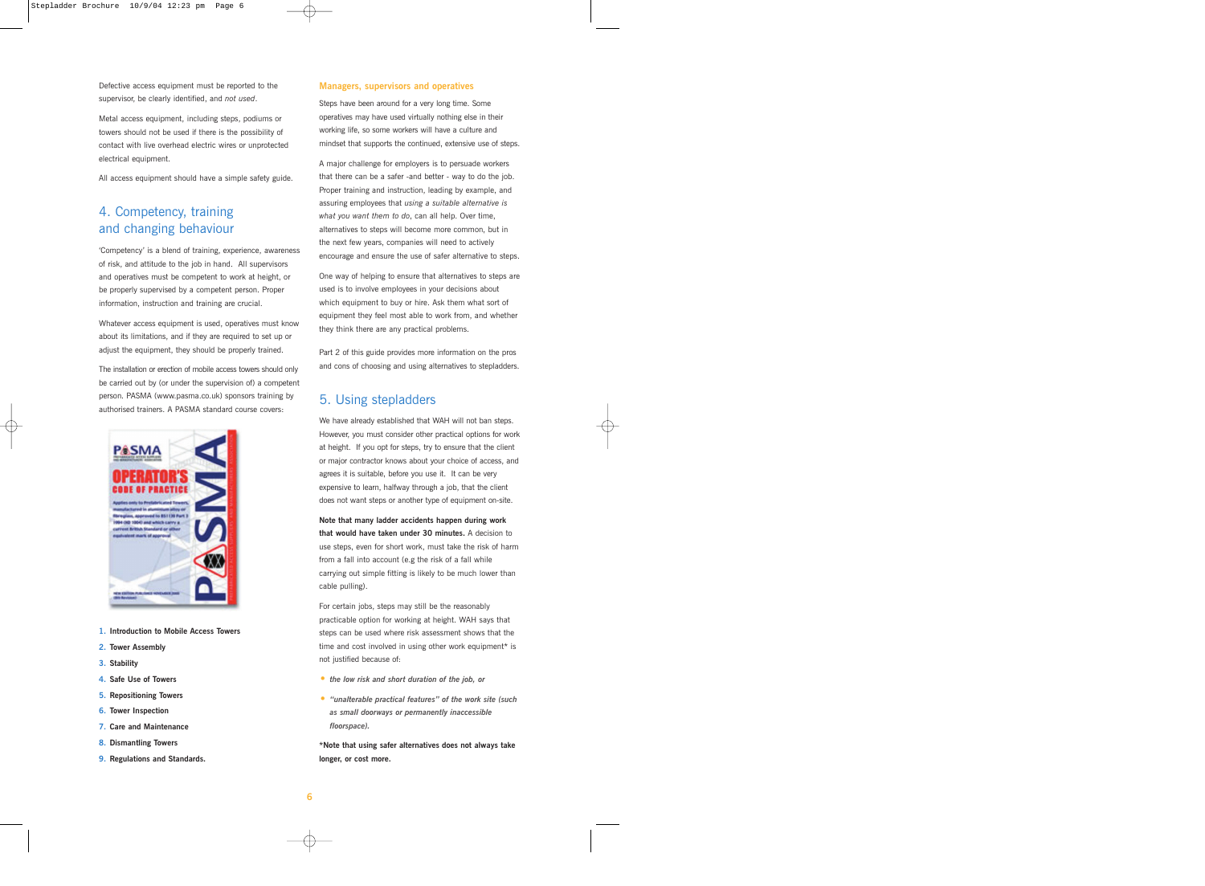Defective access equipment must be reported to the supervisor, be clearly identified, and *not used*.

Metal access equipment, including steps, podiums or towers should not be used if there is the possibility of contact with live overhead electric wires or unprotected electrical equipment.

All access equipment should have a simple safety guide.

## 4. Competency, training and changing behaviour

'Competency' is a blend of training, experience, awareness of risk, and attitude to the job in hand. All supervisors and operatives must be competent to work at height, or be properly supervised by a competent person. Proper information, instruction and training are crucial.

Whatever access equipment is used, operatives must know about its limitations, and if they are required to set up or adjust the equipment, they should be properly trained.

The installation or erection of mobile access towers should only be carried out by (or under the supervision of) a competent person. PASMA (www.pasma.co.uk) sponsors training by authorised trainers. A PASMA standard course covers:

1. **Introduction to Mobile Access Towers**
2. **Tower Assembly**
3. **Stability**
4. **Safe Use of Towers**
5. **Repositioning Towers**
6. **Tower Inspection**
7. **Care and Maintenance**
8. **Dismantling Towers**
9. **Regulations and Standards.**

### Managers, supervisors and operatives

Steps have been around for a very long time. Some operatives may have used virtually nothing else in their working life, so some workers will have a culture and mindset that supports the continued, extensive use of steps.

A major challenge for employers is to persuade workers that there can be a safer -and better - way to do the job. Proper training and instruction, leading by example, and assuring employees that *using a suitable alternative is what you want them to do*, can all help. Over time, alternatives to steps will become more common, but in the next few years, companies will need to actively encourage and ensure the use of safer alternative to steps.

One way of helping to ensure that alternatives to steps are used is to involve employees in your decisions about which equipment to buy or hire. Ask them what sort of equipment they feel most able to work from, and whether they think there are any practical problems.

Part 2 of this guide provides more information on the pros and cons of choosing and using alternatives to stepladders.

## 5. Using stepladders

We have already established that WAH will not ban steps. However, you must consider other practical options for work at height. If you opt for steps, try to ensure that the client or major contractor knows about your choice of access, and agrees it is suitable, before you use it. It can be very expensive to learn, halfway through a job, that the client does not want steps or another type of equipment on-site.

**Note that many ladder accidents happen during work that would have taken under 30 minutes.** A decision to use steps, even for short work, must take the risk of harm from a fall into account (e.g the risk of a fall while carrying out simple fitting is likely to be much lower than cable pulling).

For certain jobs, steps may still be the reasonably practicable option for working at height. WAH says that steps can be used where risk assessment shows that the time and cost involved in using other work equipment* is not justified because of:

- ***the low risk and short duration of the job, or***
- ***"unalterable practical features" of the work site (such as small doorways or permanently inaccessible floorspace).***

**\*Note that using safer alternatives does not always take longer, or cost more.**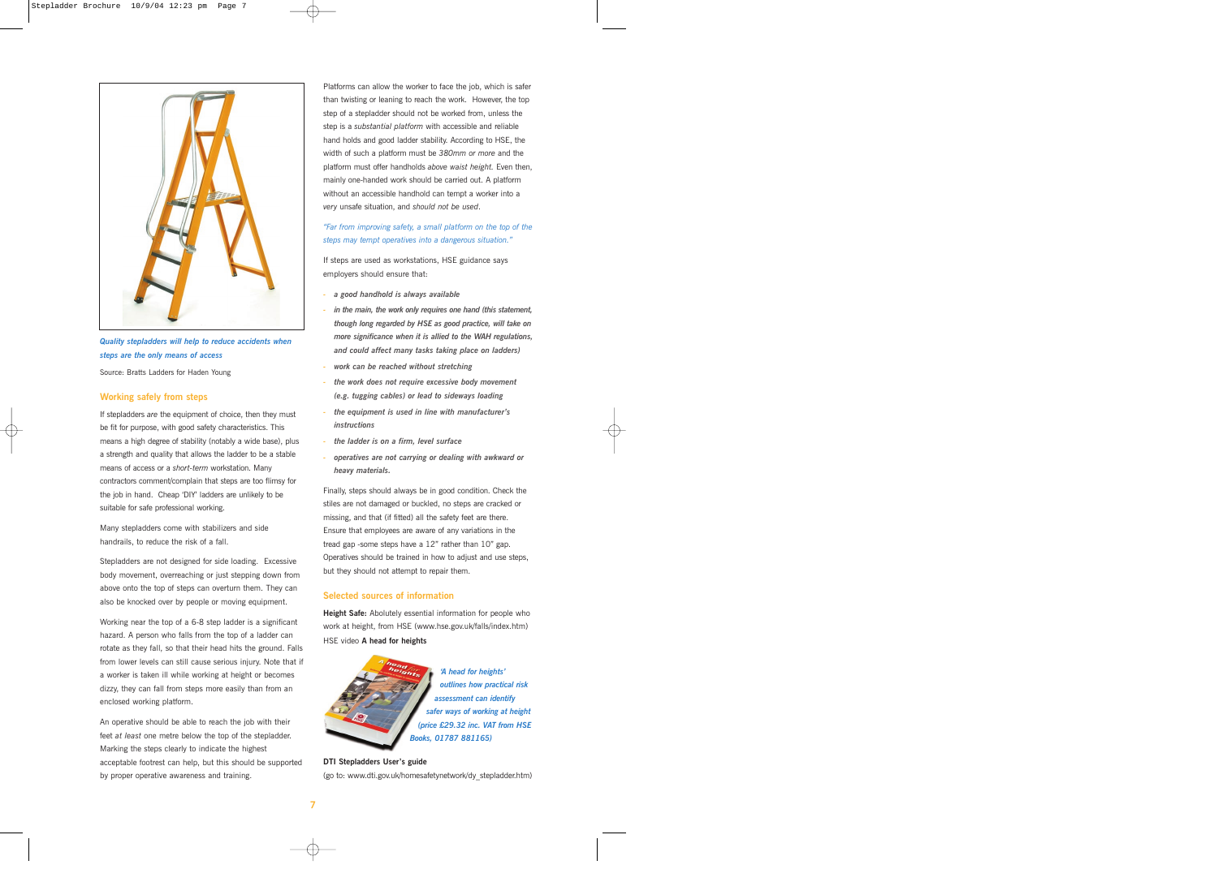*Quality stepladders will help to reduce accidents when steps are the only means of access*

Source: Bratts Ladders for Haden Young

## Working safely from steps

If stepladders *are* the equipment of choice, then they must be fit for purpose, with good safety characteristics. This means a high degree of stability (notably a wide base), plus a strength and quality that allows the ladder to be a stable means of access or a *short-term* workstation. Many contractors comment/complain that steps are too flimsy for the job in hand. Cheap 'DIY' ladders are unlikely to be suitable for safe professional working.

Many stepladders come with stabilizers and side handrails, to reduce the risk of a fall.

Stepladders are not designed for side loading. Excessive body movement, overreaching or just stepping down from above onto the top of steps can overturn them. They can also be knocked over by people or moving equipment.

Working near the top of a 6-8 step ladder is a significant hazard. A person who falls from the top of a ladder can rotate as they fall, so that their head hits the ground. Falls from lower levels can still cause serious injury. Note that if a worker is taken ill while working at height or becomes dizzy, they can fall from steps more easily than from an enclosed working platform.

An operative should be able to reach the job with their feet *at least* one metre below the top of the stepladder. Marking the steps clearly to indicate the highest acceptable footrest can help, but this should be supported by proper operative awareness and training.

Platforms can allow the worker to face the job, which is safer than twisting or leaning to reach the work. However, the top step of a stepladder should not be worked from, unless the step is a *substantial platform* with accessible and reliable hand holds and good ladder stability. According to HSE, the width of such a platform must be *380mm or more* and the platform must offer handholds *above waist height.* Even then, mainly one-handed work should be carried out. A platform without an accessible handhold can tempt a worker into a *very* unsafe situation, and *should not be used*.

*"Far from improving safety, a small platform on the top of the steps may tempt operatives into a dangerous situation."*

If steps are used as workstations, HSE guidance says employers should ensure that:

- ***a good handhold is always available***
- ***in the main, the work only requires one hand (this statement, though long regarded by HSE as good practice, will take on more significance when it is allied to the WAH regulations, and could affect many tasks taking place on ladders)***
- ***work can be reached without stretching***
- ***the work does not require excessive body movement (e.g. tugging cables) or lead to sideways loading***
- ***the equipment is used in line with manufacturer's instructions***
- ***the ladder is on a firm, level surface***
- ***operatives are not carrying or dealing with awkward or heavy materials.***

Finally, steps should always be in good condition. Check the stiles are not damaged or buckled, no steps are cracked or missing, and that (if fitted) all the safety feet are there. Ensure that employees are aware of any variations in the tread gap -some steps have a 12" rather than 10" gap. Operatives should be trained in how to adjust and use steps, but they should not attempt to repair them.

## Selected sources of information

**Height Safe:** Abolutely essential information for people who work at height, from HSE (www.hse.gov.uk/falls/index.htm)

HSE video **A head for heights**

***'A head for heights' outlines how practical risk assessment can identify safer ways of working at height (price £29.32 inc. VAT from HSE Books, 01787 881165)***

**DTI Stepladders User's guide**

(go to: www.dti.gov.uk/homesafetynetwork/dy_stepladder.htm)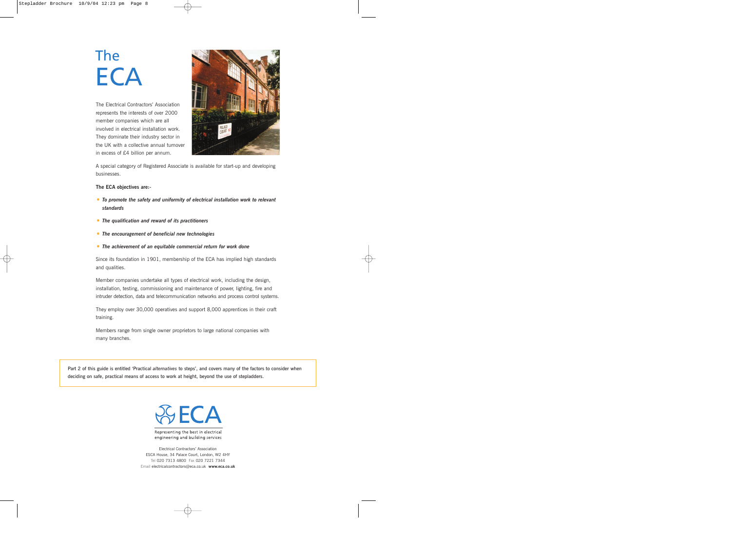# The ECA

The Electrical Contractors' Association represents the interests of over 2000 member companies which are all involved in electrical installation work. They dominate their industry sector in the UK with a collective annual turnover in excess of £4 billion per annum.

A special category of Registered Associate is available for start-up and developing businesses.

**The ECA objectives are:-**

- ***To promote the safety and uniformity of electrical installation work to relevant standards***
- ***The qualification and reward of its practitioners***
- ***The encouragement of beneficial new technologies***
- ***The achievement of an equitable commercial return for work done***

Since its foundation in 1901, membership of the ECA has implied high standards and qualities.

Member companies undertake all types of electrical work, including the design, installation, testing, commissioning and maintenance of power, lighting, fire and intruder detection, data and telecommunication networks and process control systems.

They employ over 30,000 operatives and support 8,000 apprentices in their craft training.

Members range from single owner proprietors to large national companies with many branches.

Part 2 of this guide is entitled 'Practical *alternatives* to steps', and covers many of the factors to consider when deciding on safe, practical means of access to work at height, beyond the use of stepladders.

ECA

Representing the best in electrical engineering and building services

Electrical Contractors' Association
ESCA House, 34 Palace Court, London, W2 4HY
Tel 020 7313 4800 Fax 020 7221 7344
Email electricalcontractors@eca.co.uk **www.eca.co.uk**